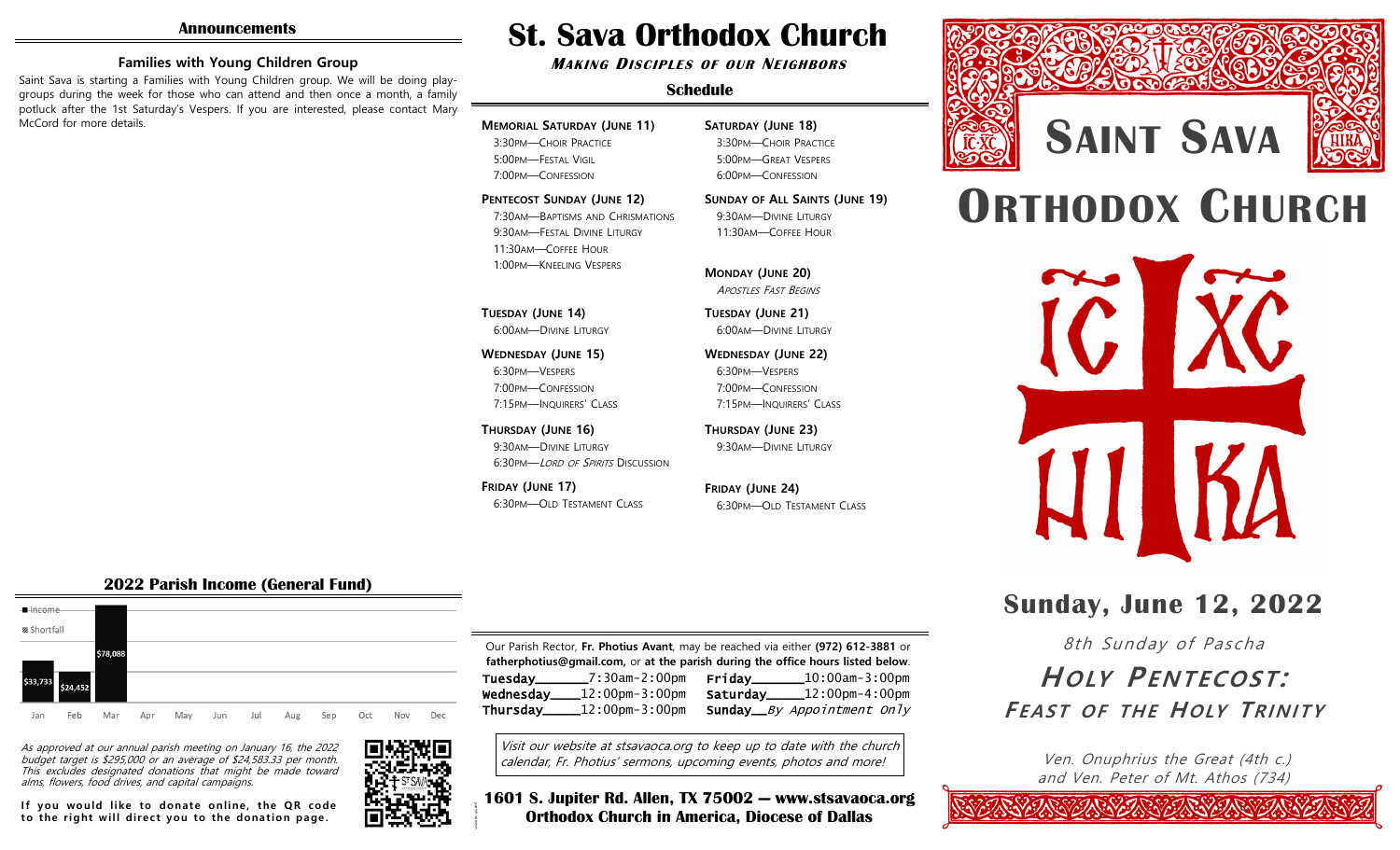## Announcements

### Families with Young Children Group

Saint Sava is starting a Families with Young Children group. We will be doing play-groups during the week for those who can attend and then once a month, a family potluck after the 1st Saturday's Vespers. If you are interested, please contact Mary McCord for more details.

## 2022 Parish Income (General Fund)

| Month | Income |
| --- | --- |
| Jan | $33,733 |
| Feb | $24,452 |
| Mar | $78,088 |

*As approved at our annual parish meeting on January 16, the 2022 budget target is $295,000 or an average of $24,583.33 per month. This excludes designated donations that might be made toward alms, flowers, food drives, and capital campaigns.*

**If you would like to donate online, the QR code to the right will direct you to the donation page.**

# St. Sava Orthodox Church

***Making Disciples of our Neighbors***

## Schedule

**Memorial Saturday (June 11)**
- 3:30pm—Choir Practice
- 5:00pm—Festal Vigil
- 7:00pm—Confession

**Pentecost Sunday (June 12)**
- 7:30am—Baptisms and Chrismations
- 9:30am—Festal Divine Liturgy
- 11:30am—Coffee Hour
- 1:00pm—Kneeling Vespers

**Tuesday (June 14)**
- 6:00am—Divine Liturgy

**Wednesday (June 15)**
- 6:30pm—Vespers
- 7:00pm—Confession
- 7:15pm—Inquirers' Class

**Thursday (June 16)**
- 9:30am—Divine Liturgy
- 6:30pm—*Lord of Spirits* Discussion

**Friday (June 17)**
- 6:30pm—Old Testament Class

**Saturday (June 18)**
- 3:30pm—Choir Practice
- 5:00pm—Great Vespers
- 6:00pm—Confession

**Sunday of All Saints (June 19)**
- 9:30am—Divine Liturgy
- 11:30am—Coffee Hour

**Monday (June 20)**
- *Apostles Fast Begins*

**Tuesday (June 21)**
- 6:00am—Divine Liturgy

**Wednesday (June 22)**
- 6:30pm—Vespers
- 7:00pm—Confession
- 7:15pm—Inquirers' Class

**Thursday (June 23)**
- 9:30am—Divine Liturgy

**Friday (June 24)**
- 6:30pm—Old Testament Class

Our Parish Rector, **Fr. Photius Avant**, may be reached via either **(972) 612-3881** or **fatherphotius@gmail.com**, or **at the parish during the office hours listed below**.

| | | | |
| --- | --- | --- | --- |
| Tuesday | 7:30am-2:00pm | Friday | 10:00am-3:00pm |
| Wednesday | 12:00pm-3:00pm | Saturday | 12:00pm-4:00pm |
| Thursday | 12:00pm-3:00pm | Sunday | *By Appointment Only* |

*Visit our website at stsavaoca.org to keep up to date with the church calendar, Fr. Photius' sermons, upcoming events, photos and more!*

**1601 S. Jupiter Rd. Allen, TX 75002 — www.stsavaoca.org**
**Orthodox Church in America, Diocese of Dallas**

# Saint Sava Orthodox Church

IC XC NIKA

## Sunday, June 12, 2022

*8th Sunday of Pascha*

***Holy Pentecost: Feast of the Holy Trinity***

Ven. Onuphrius the Great (4th c.) and Ven. Peter of Mt. Athos (734)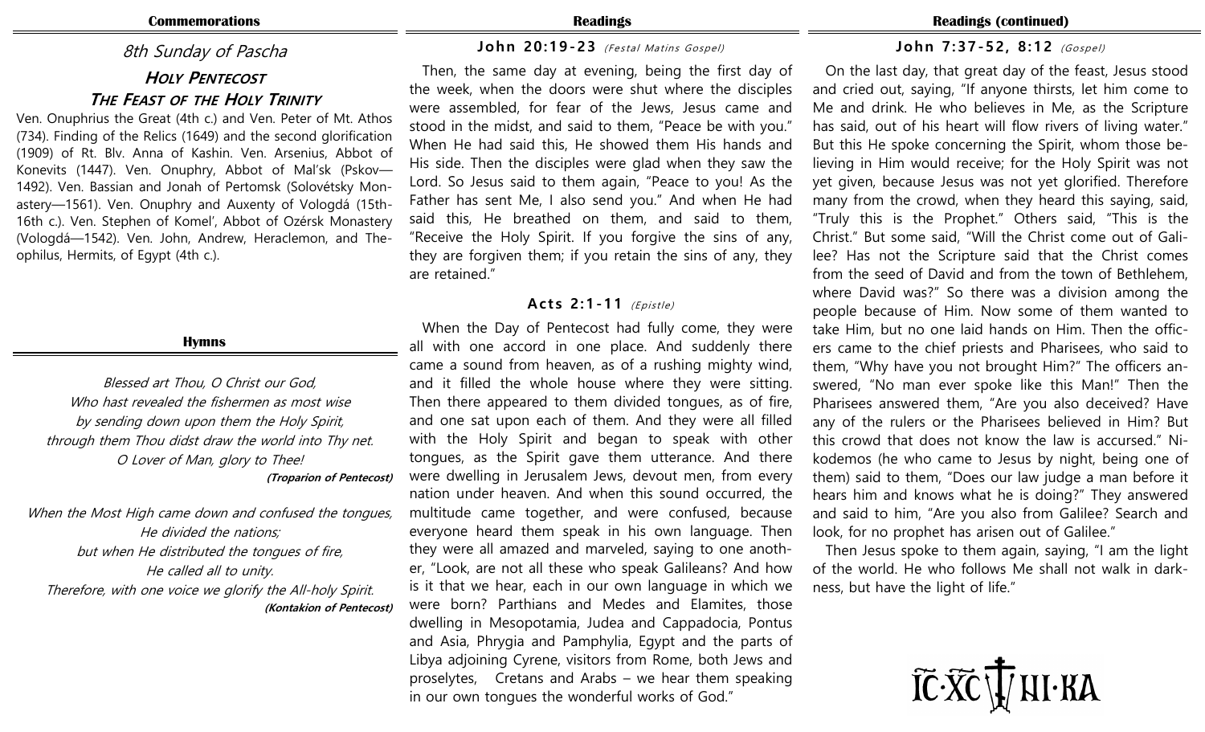## Commemorations

*8th Sunday of Pascha*

### HOLY PENTECOST

### THE FEAST OF THE HOLY TRINITY

Ven. Onuphrius the Great (4th c.) and Ven. Peter of Mt. Athos (734). Finding of the Relics (1649) and the second glorification (1909) of Rt. Blv. Anna of Kashin. Ven. Arsenius, Abbot of Konevits (1447). Ven. Onuphry, Abbot of Mal'sk (Pskov—1492). Ven. Bassian and Jonah of Pertomsk (Solovétsky Monastery—1561). Ven. Onuphry and Auxenty of Vologdá (15th-16th c.). Ven. Stephen of Komel', Abbot of Ozérsk Monastery (Vologdá—1542). Ven. John, Andrew, Heraclemon, and Theophilus, Hermits, of Egypt (4th c.).

## Hymns

*Blessed art Thou, O Christ our God,*
*Who hast revealed the fishermen as most wise*
*by sending down upon them the Holy Spirit,*
*through them Thou didst draw the world into Thy net.*
*O Lover of Man, glory to Thee!*

***(Troparion of Pentecost)***

*When the Most High came down and confused the tongues,*
*He divided the nations;*
*but when He distributed the tongues of fire,*
*He called all to unity.*
*Therefore, with one voice we glorify the All-holy Spirit.*

***(Kontakion of Pentecost)***

## Readings

### John 20:19-23 *(Festal Matins Gospel)*

Then, the same day at evening, being the first day of the week, when the doors were shut where the disciples were assembled, for fear of the Jews, Jesus came and stood in the midst, and said to them, "Peace be with you." When He had said this, He showed them His hands and His side. Then the disciples were glad when they saw the Lord. So Jesus said to them again, "Peace to you! As the Father has sent Me, I also send you." And when He had said this, He breathed on them, and said to them, "Receive the Holy Spirit. If you forgive the sins of any, they are forgiven them; if you retain the sins of any, they are retained."

### Acts 2:1-11 *(Epistle)*

When the Day of Pentecost had fully come, they were all with one accord in one place. And suddenly there came a sound from heaven, as of a rushing mighty wind, and it filled the whole house where they were sitting. Then there appeared to them divided tongues, as of fire, and one sat upon each of them. And they were all filled with the Holy Spirit and began to speak with other tongues, as the Spirit gave them utterance. And there were dwelling in Jerusalem Jews, devout men, from every nation under heaven. And when this sound occurred, the multitude came together, and were confused, because everyone heard them speak in his own language. Then they were all amazed and marveled, saying to one another, "Look, are not all these who speak Galileans? And how is it that we hear, each in our own language in which we were born? Parthians and Medes and Elamites, those dwelling in Mesopotamia, Judea and Cappadocia, Pontus and Asia, Phrygia and Pamphylia, Egypt and the parts of Libya adjoining Cyrene, visitors from Rome, both Jews and proselytes, Cretans and Arabs – we hear them speaking in our own tongues the wonderful works of God."

## Readings (continued)

### John 7:37-52, 8:12 *(Gospel)*

On the last day, that great day of the feast, Jesus stood and cried out, saying, "If anyone thirsts, let him come to Me and drink. He who believes in Me, as the Scripture has said, out of his heart will flow rivers of living water." But this He spoke concerning the Spirit, whom those believing in Him would receive; for the Holy Spirit was not yet given, because Jesus was not yet glorified. Therefore many from the crowd, when they heard this saying, said, "Truly this is the Prophet." Others said, "This is the Christ." But some said, "Will the Christ come out of Galilee? Has not the Scripture said that the Christ comes from the seed of David and from the town of Bethlehem, where David was?" So there was a division among the people because of Him. Now some of them wanted to take Him, but no one laid hands on Him. Then the officers came to the chief priests and Pharisees, who said to them, "Why have you not brought Him?" The officers answered, "No man ever spoke like this Man!" Then the Pharisees answered them, "Are you also deceived? Have any of the rulers or the Pharisees believed in Him? But this crowd that does not know the law is accursed." Nikodemos (he who came to Jesus by night, being one of them) said to them, "Does our law judge a man before it hears him and knows what he is doing?" They answered and said to him, "Are you also from Galilee? Search and look, for no prophet has arisen out of Galilee."

Then Jesus spoke to them again, saying, "I am the light of the world. He who follows Me shall not walk in darkness, but have the light of life."

IC XC NI KA